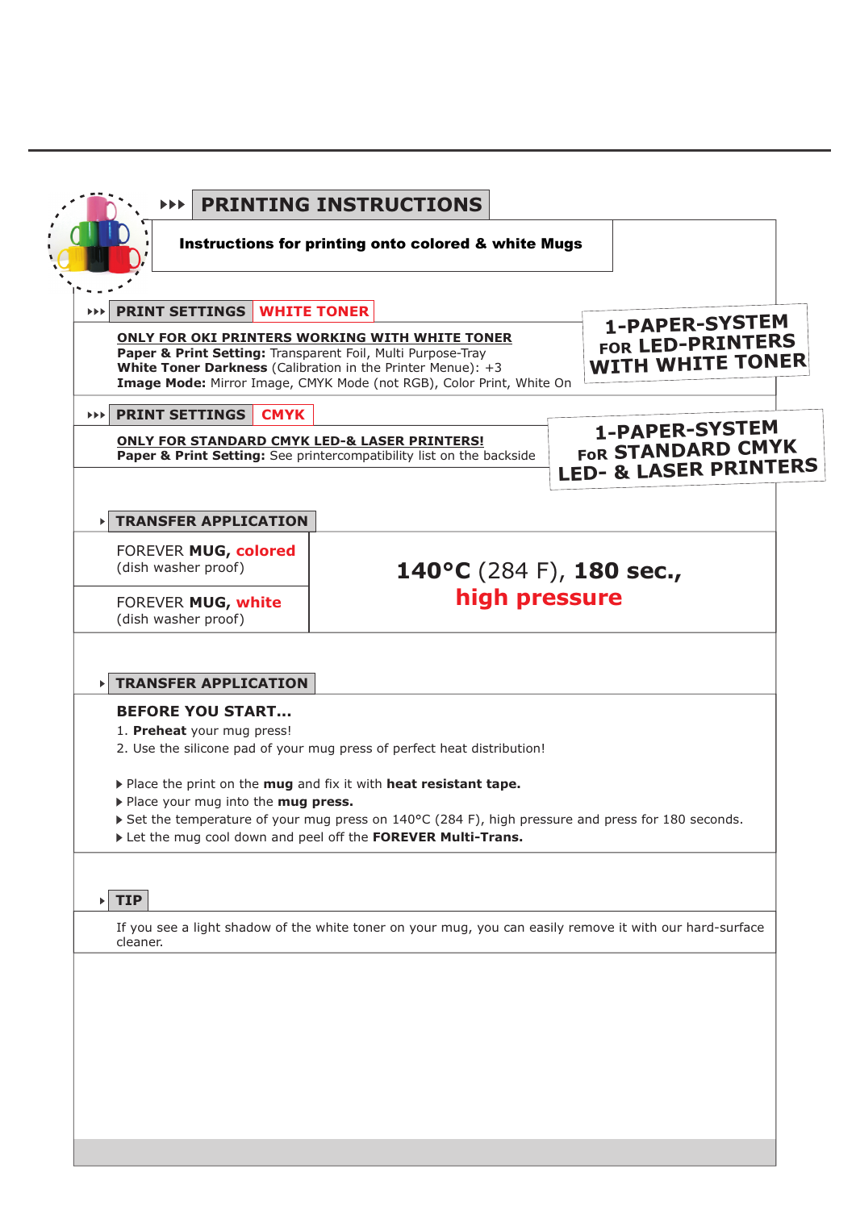# PRINTING INSTRUCTIONS

**Instructions for printing onto colored & white Mugs**

## PRINT SETTINGS WHITE TONER

**ONLY FOR OKI PRINTERS WORKING WITH WHITE TONER**
**Paper & Print Setting:** Transparent Foil, Multi Purpose-Tray
**White Toner Darkness** (Calibration in the Printer Menue): +3
**Image Mode:** Mirror Image, CMYK Mode (not RGB), Color Print, White On

**1-PAPER-SYSTEM FOR LED-PRINTERS WITH WHITE TONER**

## PRINT SETTINGS CMYK

**ONLY FOR STANDARD CMYK LED-& LASER PRINTERS!**
**Paper & Print Setting:** See printercompatibility list on the backside

**1-PAPER-SYSTEM FOR STANDARD CMYK LED- & LASER PRINTERS**

## TRANSFER APPLICATION

| | |
|---|---|
| FOREVER **MUG, colored** (dish washer proof) | **140°C** (284 F), **180 sec., high pressure** |
| FOREVER **MUG, white** (dish washer proof) | |

## TRANSFER APPLICATION

**BEFORE YOU START...**

1. **Preheat** your mug press!
2. Use the silicone pad of your mug press of perfect heat distribution!

- Place the print on the **mug** and fix it with **heat resistant tape.**
- Place your mug into the **mug press.**
- Set the temperature of your mug press on 140°C (284 F), high pressure and press for 180 seconds.
- Let the mug cool down and peel off the **FOREVER Multi-Trans.**

## TIP

If you see a light shadow of the white toner on your mug, you can easily remove it with our hard-surface cleaner.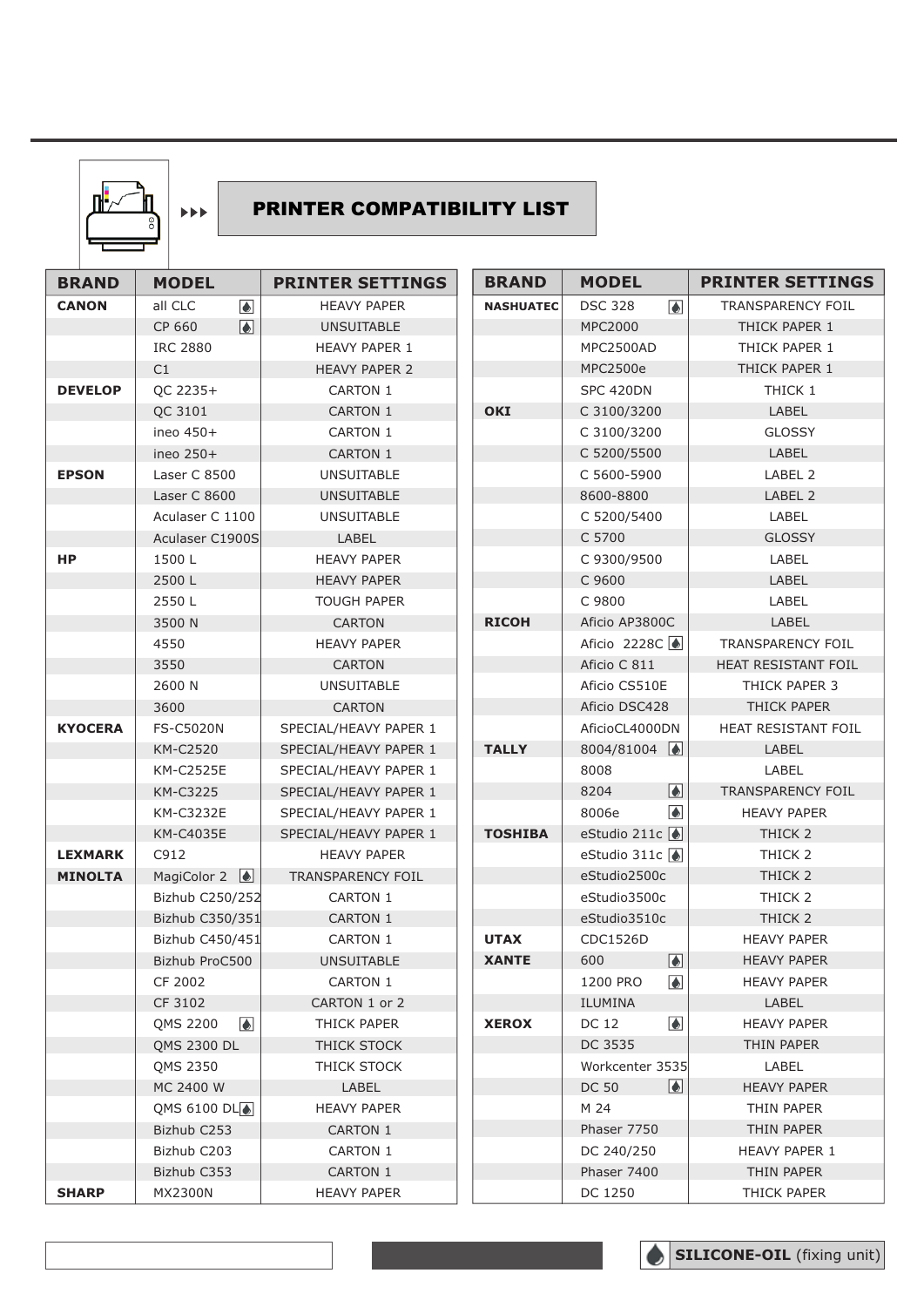# PRINTER COMPATIBILITY LIST

| BRAND | MODEL | PRINTER SETTINGS |
|---|---|---|
| **CANON** | all CLC 💧 | HEAVY PAPER |
| | CP 660 💧 | UNSUITABLE |
| | IRC 2880 | HEAVY PAPER 1 |
| | C1 | HEAVY PAPER 2 |
| **DEVELOP** | QC 2235+ | CARTON 1 |
| | QC 3101 | CARTON 1 |
| | ineo 450+ | CARTON 1 |
| | ineo 250+ | CARTON 1 |
| **EPSON** | Laser C 8500 | UNSUITABLE |
| | Laser C 8600 | UNSUITABLE |
| | Aculaser C 1100 | UNSUITABLE |
| | Aculaser C1900S | LABEL |
| **HP** | 1500 L | HEAVY PAPER |
| | 2500 L | HEAVY PAPER |
| | 2550 L | TOUGH PAPER |
| | 3500 N | CARTON |
| | 4550 | HEAVY PAPER |
| | 3550 | CARTON |
| | 2600 N | UNSUITABLE |
| | 3600 | CARTON |
| **KYOCERA** | FS-C5020N | SPECIAL/HEAVY PAPER 1 |
| | KM-C2520 | SPECIAL/HEAVY PAPER 1 |
| | KM-C2525E | SPECIAL/HEAVY PAPER 1 |
| | KM-C3225 | SPECIAL/HEAVY PAPER 1 |
| | KM-C3232E | SPECIAL/HEAVY PAPER 1 |
| | KM-C4035E | SPECIAL/HEAVY PAPER 1 |
| **LEXMARK** | C912 | HEAVY PAPER |
| **MINOLTA** | MagiColor 2 💧 | TRANSPARENCY FOIL |
| | Bizhub C250/252 | CARTON 1 |
| | Bizhub C350/351 | CARTON 1 |
| | Bizhub C450/451 | CARTON 1 |
| | Bizhub ProC500 | UNSUITABLE |
| | CF 2002 | CARTON 1 |
| | CF 3102 | CARTON 1 or 2 |
| | QMS 2200 💧 | THICK PAPER |
| | QMS 2300 DL | THICK STOCK |
| | QMS 2350 | THICK STOCK |
| | MC 2400 W | LABEL |
| | QMS 6100 DL 💧 | HEAVY PAPER |
| | Bizhub C253 | CARTON 1 |
| | Bizhub C203 | CARTON 1 |
| | Bizhub C353 | CARTON 1 |
| **SHARP** | MX2300N | HEAVY PAPER |
| **NASHUATEC** | DSC 328 💧 | TRANSPARENCY FOIL |
| | MPC2000 | THICK PAPER 1 |
| | MPC2500AD | THICK PAPER 1 |
| | MPC2500e | THICK PAPER 1 |
| | SPC 420DN | THICK 1 |
| **OKI** | C 3100/3200 | LABEL |
| | C 3100/3200 | GLOSSY |
| | C 5200/5500 | LABEL |
| | C 5600-5900 | LABEL 2 |
| | 8600-8800 | LABEL 2 |
| | C 5200/5400 | LABEL |
| | C 5700 | GLOSSY |
| | C 9300/9500 | LABEL |
| | C 9600 | LABEL |
| | C 9800 | LABEL |
| **RICOH** | Aficio AP3800C | LABEL |
| | Aficio 2228C 💧 | TRANSPARENCY FOIL |
| | Aficio C 811 | HEAT RESISTANT FOIL |
| | Aficio CS510E | THICK PAPER 3 |
| | Aficio DSC428 | THICK PAPER |
| | AficioCL4000DN | HEAT RESISTANT FOIL |
| **TALLY** | 8004/81004 💧 | LABEL |
| | 8008 | LABEL |
| | 8204 💧 | TRANSPARENCY FOIL |
| | 8006e 💧 | HEAVY PAPER |
| **TOSHIBA** | eStudio 211c 💧 | THICK 2 |
| | eStudio 311c 💧 | THICK 2 |
| | eStudio2500c | THICK 2 |
| | eStudio3500c | THICK 2 |
| | eStudio3510c | THICK 2 |
| **UTAX** | CDC1526D | HEAVY PAPER |
| **XANTE** | 600 💧 | HEAVY PAPER |
| | 1200 PRO 💧 | HEAVY PAPER |
| | ILUMINA | LABEL |
| **XEROX** | DC 12 💧 | HEAVY PAPER |
| | DC 3535 | THIN PAPER |
| | Workcenter 3535 | LABEL |
| | DC 50 💧 | HEAVY PAPER |
| | M 24 | THIN PAPER |
| | Phaser 7750 | THIN PAPER |
| | DC 240/250 | HEAVY PAPER 1 |
| | Phaser 7400 | THIN PAPER |
| | DC 1250 | THICK PAPER |

💧 **SILICONE-OIL** (fixing unit)